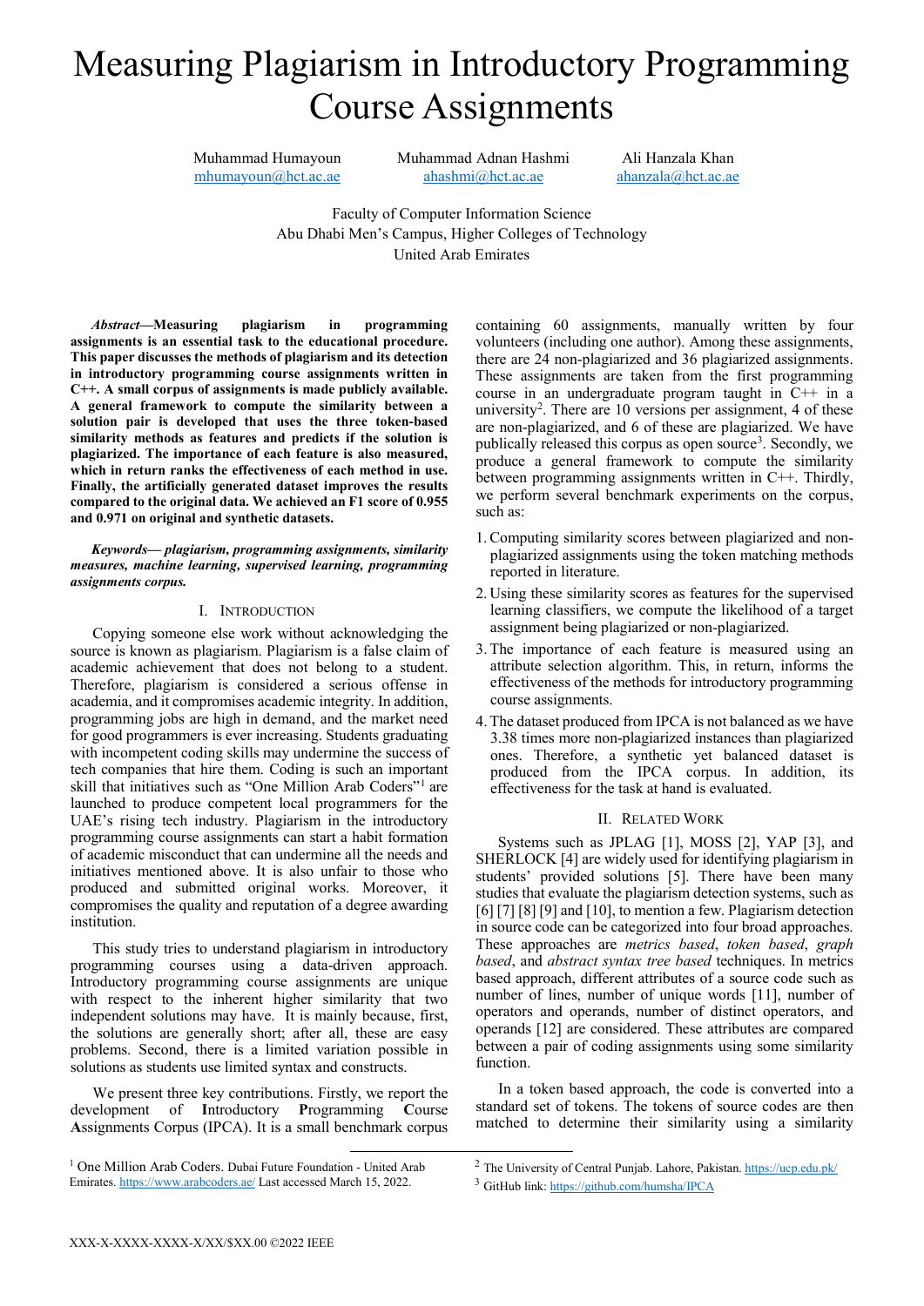# Measuring Plagiarism in Introductory Programming Course Assignments

Muhammad Humayoun
mhumayoun@hct.ac.ae

Muhammad Adnan Hashmi
ahashmi@hct.ac.ae

Ali Hanzala Khan
ahanzala@hct.ac.ae

Faculty of Computer Information Science
Abu Dhabi Men's Campus, Higher Colleges of Technology
United Arab Emirates

***Abstract*—Measuring plagiarism in programming assignments is an essential task to the educational procedure. This paper discusses the methods of plagiarism and its detection in introductory programming course assignments written in C++. A small corpus of assignments is made publicly available. A general framework to compute the similarity between a solution pair is developed that uses the three token-based similarity methods as features and predicts if the solution is plagiarized. The importance of each feature is also measured, which in return ranks the effectiveness of each method in use. Finally, the artificially generated dataset improves the results compared to the original data. We achieved an F1 score of 0.955 and 0.971 on original and synthetic datasets.**

***Keywords— plagiarism, programming assignments, similarity measures, machine learning, supervised learning, programming assignments corpus.***

## I. Introduction

Copying someone else work without acknowledging the source is known as plagiarism. Plagiarism is a false claim of academic achievement that does not belong to a student. Therefore, plagiarism is considered a serious offense in academia, and it compromises academic integrity. In addition, programming jobs are high in demand, and the market need for good programmers is ever increasing. Students graduating with incompetent coding skills may undermine the success of tech companies that hire them. Coding is such an important skill that initiatives such as "One Million Arab Coders"[1] are launched to produce competent local programmers for the UAE's rising tech industry. Plagiarism in the introductory programming course assignments can start a habit formation of academic misconduct that can undermine all the needs and initiatives mentioned above. It is also unfair to those who produced and submitted original works. Moreover, it compromises the quality and reputation of a degree awarding institution.

This study tries to understand plagiarism in introductory programming courses using a data-driven approach. Introductory programming course assignments are unique with respect to the inherent higher similarity that two independent solutions may have. It is mainly because, first, the solutions are generally short; after all, these are easy problems. Second, there is a limited variation possible in solutions as students use limited syntax and constructs.

We present three key contributions. Firstly, we report the development of **I**ntroductory **P**rogramming **C**ourse **A**ssignments Corpus (IPCA). It is a small benchmark corpus containing 60 assignments, manually written by four volunteers (including one author). Among these assignments, there are 24 non-plagiarized and 36 plagiarized assignments. These assignments are taken from the first programming course in an undergraduate program taught in C++ in a university[2]. There are 10 versions per assignment, 4 of these are non-plagiarized, and 6 of these are plagiarized. We have publically released this corpus as open source[3]. Secondly, we produce a general framework to compute the similarity between programming assignments written in C++. Thirdly, we perform several benchmark experiments on the corpus, such as:

1. Computing similarity scores between plagiarized and non-plagiarized assignments using the token matching methods reported in literature.
2. Using these similarity scores as features for the supervised learning classifiers, we compute the likelihood of a target assignment being plagiarized or non-plagiarized.
3. The importance of each feature is measured using an attribute selection algorithm. This, in return, informs the effectiveness of the methods for introductory programming course assignments.
4. The dataset produced from IPCA is not balanced as we have 3.38 times more non-plagiarized instances than plagiarized ones. Therefore, a synthetic yet balanced dataset is produced from the IPCA corpus. In addition, its effectiveness for the task at hand is evaluated.

## II. Related Work

Systems such as JPLAG [1], MOSS [2], YAP [3], and SHERLOCK [4] are widely used for identifying plagiarism in students' provided solutions [5]. There have been many studies that evaluate the plagiarism detection systems, such as [6] [7] [8] [9] and [10], to mention a few. Plagiarism detection in source code can be categorized into four broad approaches. These approaches are *metrics based*, *token based*, *graph based*, and *abstract syntax tree based* techniques. In metrics based approach, different attributes of a source code such as number of lines, number of unique words [11], number of operators and operands, number of distinct operators, and operands [12] are considered. These attributes are compared between a pair of coding assignments using some similarity function.

In a token based approach, the code is converted into a standard set of tokens. The tokens of source codes are then matched to determine their similarity using a similarity

[1] One Million Arab Coders. Dubai Future Foundation - United Arab Emirates. https://www.arabcoders.ae/ Last accessed March 15, 2022.

[2] The University of Central Punjab. Lahore, Pakistan. https://ucp.edu.pk/

[3] GitHub link: https://github.com/humsha/IPCA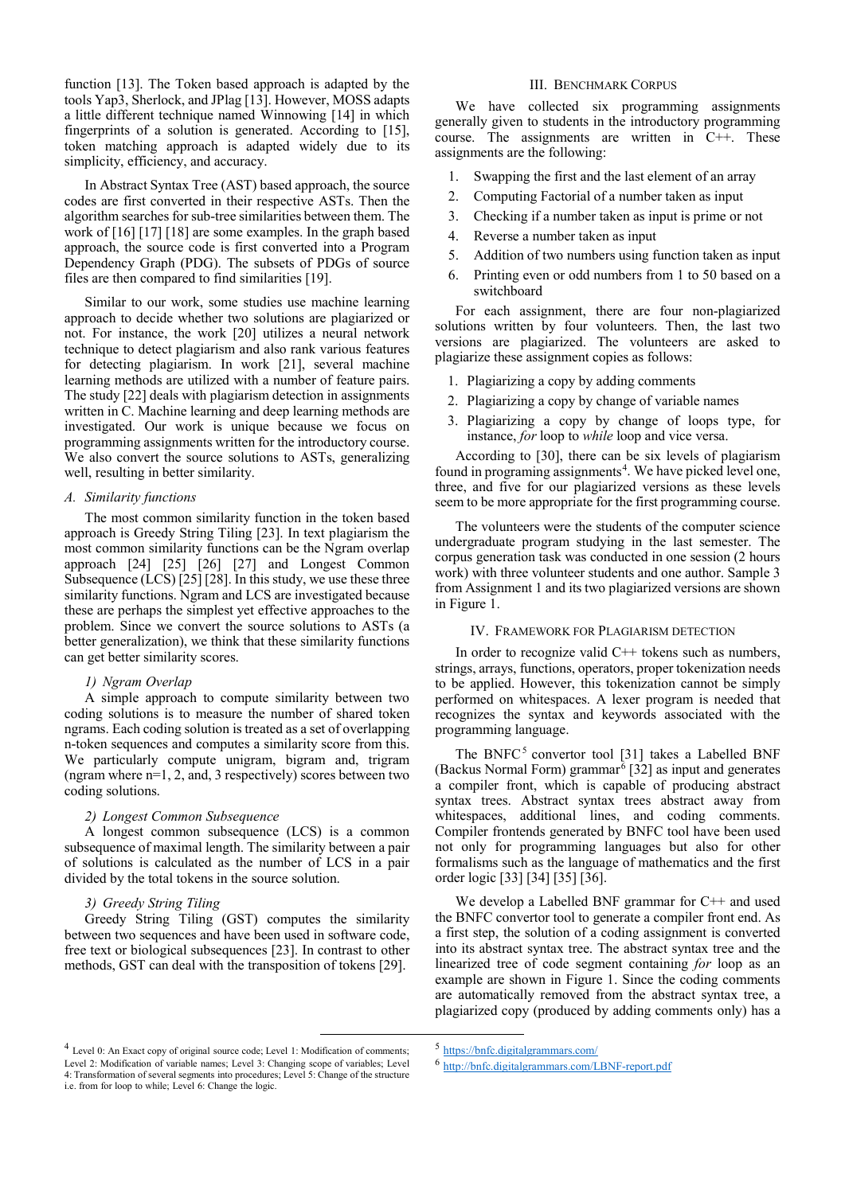function [13]. The Token based approach is adapted by the tools Yap3, Sherlock, and JPlag [13]. However, MOSS adapts a little different technique named Winnowing [14] in which fingerprints of a solution is generated. According to [15], token matching approach is adapted widely due to its simplicity, efficiency, and accuracy.

In Abstract Syntax Tree (AST) based approach, the source codes are first converted in their respective ASTs. Then the algorithm searches for sub-tree similarities between them. The work of [16] [17] [18] are some examples. In the graph based approach, the source code is first converted into a Program Dependency Graph (PDG). The subsets of PDGs of source files are then compared to find similarities [19].

Similar to our work, some studies use machine learning approach to decide whether two solutions are plagiarized or not. For instance, the work [20] utilizes a neural network technique to detect plagiarism and also rank various features for detecting plagiarism. In work [21], several machine learning methods are utilized with a number of feature pairs. The study [22] deals with plagiarism detection in assignments written in C. Machine learning and deep learning methods are investigated. Our work is unique because we focus on programming assignments written for the introductory course. We also convert the source solutions to ASTs, generalizing well, resulting in better similarity.

### *A. Similarity functions*

The most common similarity function in the token based approach is Greedy String Tiling [23]. In text plagiarism the most common similarity functions can be the Ngram overlap approach [24] [25] [26] [27] and Longest Common Subsequence (LCS) [25] [28]. In this study, we use these three similarity functions. Ngram and LCS are investigated because these are perhaps the simplest yet effective approaches to the problem. Since we convert the source solutions to ASTs (a better generalization), we think that these similarity functions can get better similarity scores.

#### *1) Ngram Overlap*

A simple approach to compute similarity between two coding solutions is to measure the number of shared token ngrams. Each coding solution is treated as a set of overlapping n-token sequences and computes a similarity score from this. We particularly compute unigram, bigram and, trigram (ngram where n=1, 2, and, 3 respectively) scores between two coding solutions.

#### *2) Longest Common Subsequence*

A longest common subsequence (LCS) is a common subsequence of maximal length. The similarity between a pair of solutions is calculated as the number of LCS in a pair divided by the total tokens in the source solution.

#### *3) Greedy String Tiling*

Greedy String Tiling (GST) computes the similarity between two sequences and have been used in software code, free text or biological subsequences [23]. In contrast to other methods, GST can deal with the transposition of tokens [29].

## III. Benchmark Corpus

We have collected six programming assignments generally given to students in the introductory programming course. The assignments are written in C++. These assignments are the following:

1. Swapping the first and the last element of an array
2. Computing Factorial of a number taken as input
3. Checking if a number taken as input is prime or not
4. Reverse a number taken as input
5. Addition of two numbers using function taken as input
6. Printing even or odd numbers from 1 to 50 based on a switchboard

For each assignment, there are four non-plagiarized solutions written by four volunteers. Then, the last two versions are plagiarized. The volunteers are asked to plagiarize these assignment copies as follows:

1. Plagiarizing a copy by adding comments
2. Plagiarizing a copy by change of variable names
3. Plagiarizing a copy by change of loops type, for instance, *for* loop to *while* loop and vice versa.

According to [30], there can be six levels of plagiarism found in programing assignments[4]. We have picked level one, three, and five for our plagiarized versions as these levels seem to be more appropriate for the first programming course.

The volunteers were the students of the computer science undergraduate program studying in the last semester. The corpus generation task was conducted in one session (2 hours work) with three volunteer students and one author. Sample 3 from Assignment 1 and its two plagiarized versions are shown in Figure 1.

## IV. Framework for Plagiarism detection

In order to recognize valid C++ tokens such as numbers, strings, arrays, functions, operators, proper tokenization needs to be applied. However, this tokenization cannot be simply performed on whitespaces. A lexer program is needed that recognizes the syntax and keywords associated with the programming language.

The BNFC[5] convertor tool [31] takes a Labelled BNF (Backus Normal Form) grammar[6] [32] as input and generates a compiler front, which is capable of producing abstract syntax trees. Abstract syntax trees abstract away from whitespaces, additional lines, and coding comments. Compiler frontends generated by BNFC tool have been used not only for programming languages but also for other formalisms such as the language of mathematics and the first order logic [33] [34] [35] [36].

We develop a Labelled BNF grammar for C++ and used the BNFC convertor tool to generate a compiler front end. As a first step, the solution of a coding assignment is converted into its abstract syntax tree. The abstract syntax tree and the linearized tree of code segment containing *for* loop as an example are shown in Figure 1. Since the coding comments are automatically removed from the abstract syntax tree, a plagiarized copy (produced by adding comments only) has a

[4] Level 0: An Exact copy of original source code; Level 1: Modification of comments; Level 2: Modification of variable names; Level 3: Changing scope of variables; Level 4: Transformation of several segments into procedures; Level 5: Change of the structure i.e. from for loop to while; Level 6: Change the logic.

[5] https://bnfc.digitalgrammars.com/

[6] http://bnfc.digitalgrammars.com/LBNF-report.pdf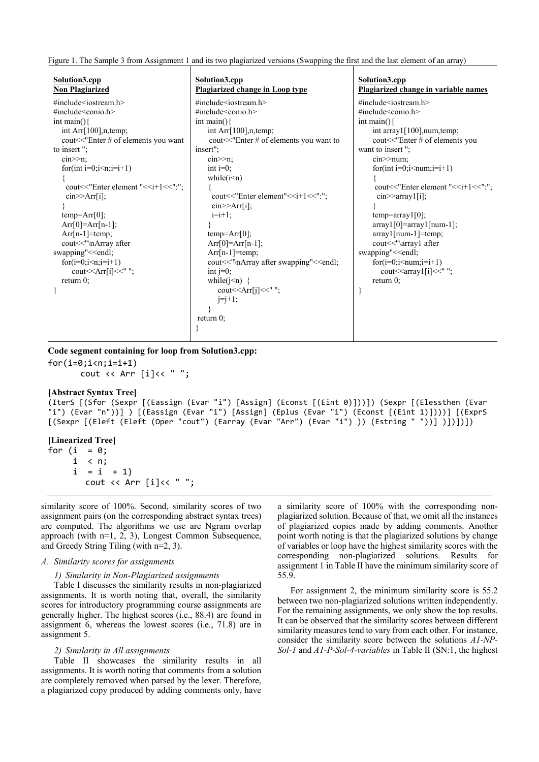Figure 1. The Sample 3 from Assignment 1 and its two plagiarized versions (Swapping the first and the last element of an array)

| **Solution3.cpp** **Non Plagiarized** | **Solution3.cpp** **Plagiarized change in Loop type** | **Solution3.cpp** **Plagiarized change in variable names** |
|---|---|---|
| <pre>#include<iostream.h><br>#include<conio.h><br>int main(){<br>  int Arr[100],n,temp;<br>  cout<<"Enter # of elements you want to insert ";<br>  cin>>n;<br>  for(int i=0;i<n;i=i+1)<br>  {<br>   cout<<"Enter element "<<i+1<<":";<br>   cin>>Arr[i];<br>  }<br>  temp=Arr[0];<br>  Arr[0]=Arr[n-1];<br>  Arr[n-1]=temp;<br>  cout<<"\nArray after swapping"<<endl;<br>  for(i=0;i<n;i=i+1)<br>    cout<<Arr[i]<<" ";<br>  return 0;<br>}</pre> | <pre>#include<iostream.h><br>#include<conio.h><br>int main(){<br>  int Arr[100],n,temp;<br>  cout<<"Enter # of elements you want to insert";<br>  cin>>n;<br>  int i=0;<br>  while(i<n)<br>  {<br>   cout<<"Enter element"<<i+1<<":";<br>   cin>>Arr[i];<br>   i=i+1;<br>  }<br>  temp=Arr[0];<br>  Arr[0]=Arr[n-1];<br>  Arr[n-1]=temp;<br>  cout<<"\nArray after swapping"<<endl;<br>  int j=0;<br>  while(j<n) {<br>    cout<<Arr[j]<<" ";<br>    j=j+1;<br>  }<br> return 0;<br>}</pre> | <pre>#include<iostream.h><br>#include<conio.h><br>int main(){<br>  int array1[100],num,temp;<br>  cout<<"Enter # of elements you want to insert ";<br>  cin>>num;<br>  for(int i=0;i<num;i=i+1)<br>  {<br>   cout<<"Enter element "<<i+1<<":";<br>   cin>>array1[i];<br>  }<br>  temp=array1[0];<br>  array1[0]=array1[num-1];<br>  array1[num-1]=temp;<br>  cout<<"\array1 after swapping"<<endl;<br>  for(i=0;i<num;i=i+1)<br>    cout<<array1[i]<<" ";<br>  return 0;<br>}</pre> |

**Code segment containing for loop from Solution3.cpp:**

```
for(i=0;i<n;i=i+1)
       cout << Arr [i]<< " ";
```

**[Abstract Syntax Tree]**

```
(IterS [(Sfor (Sexpr [(Eassign (Evar "i") [Assign] (Econst [(Eint 0)]))]) (Sexpr [(Elessthen (Evar "i") (Evar "n"))] ) [(Eassign (Evar "i") [Assign] (Eplus (Evar "i") (Econst [(Eint 1)])))] [(ExprS [(Sexpr [(Eleft (Eleft (Oper "cout") (Earray (Evar "Arr") (Evar "i") )) (Estring " "))] )])])])
```

**[Linearized Tree]**

```
for (i  = 0;
     i  < n;
     i  = i  + 1)
        cout << Arr [i]<< " ";
```

similarity score of 100%. Second, similarity scores of two assignment pairs (on the corresponding abstract syntax trees) are computed. The algorithms we use are Ngram overlap approach (with n=1, 2, 3), Longest Common Subsequence, and Greedy String Tiling (with n=2, 3).

### A. Similarity scores for assignments

#### 1) Similarity in Non-Plagiarized assignments

Table I discusses the similarity results in non-plagiarized assignments. It is worth noting that, overall, the similarity scores for introductory programming course assignments are generally higher. The highest scores (i.e., 88.4) are found in assignment 6, whereas the lowest scores (i.e., 71.8) are in assignment 5.

#### 2) Similarity in All assignments

Table II showcases the similarity results in all assignments. It is worth noting that comments from a solution are completely removed when parsed by the lexer. Therefore, a plagiarized copy produced by adding comments only, have a similarity score of 100% with the corresponding non-plagiarized solution. Because of that, we omit all the instances of plagiarized copies made by adding comments. Another point worth noting is that the plagiarized solutions by change of variables or loop have the highest similarity scores with the corresponding non-plagiarized solutions. Results for assignment 1 in Table II have the minimum similarity score of 55.9.

For assignment 2, the minimum similarity score is 55.2 between two non-plagiarized solutions written independently. For the remaining assignments, we only show the top results. It can be observed that the similarity scores between different similarity measures tend to vary from each other. For instance, consider the similarity score between the solutions *A1-NP-Sol-1* and *A1-P-Sol-4-variables* in Table II (SN:1, the highest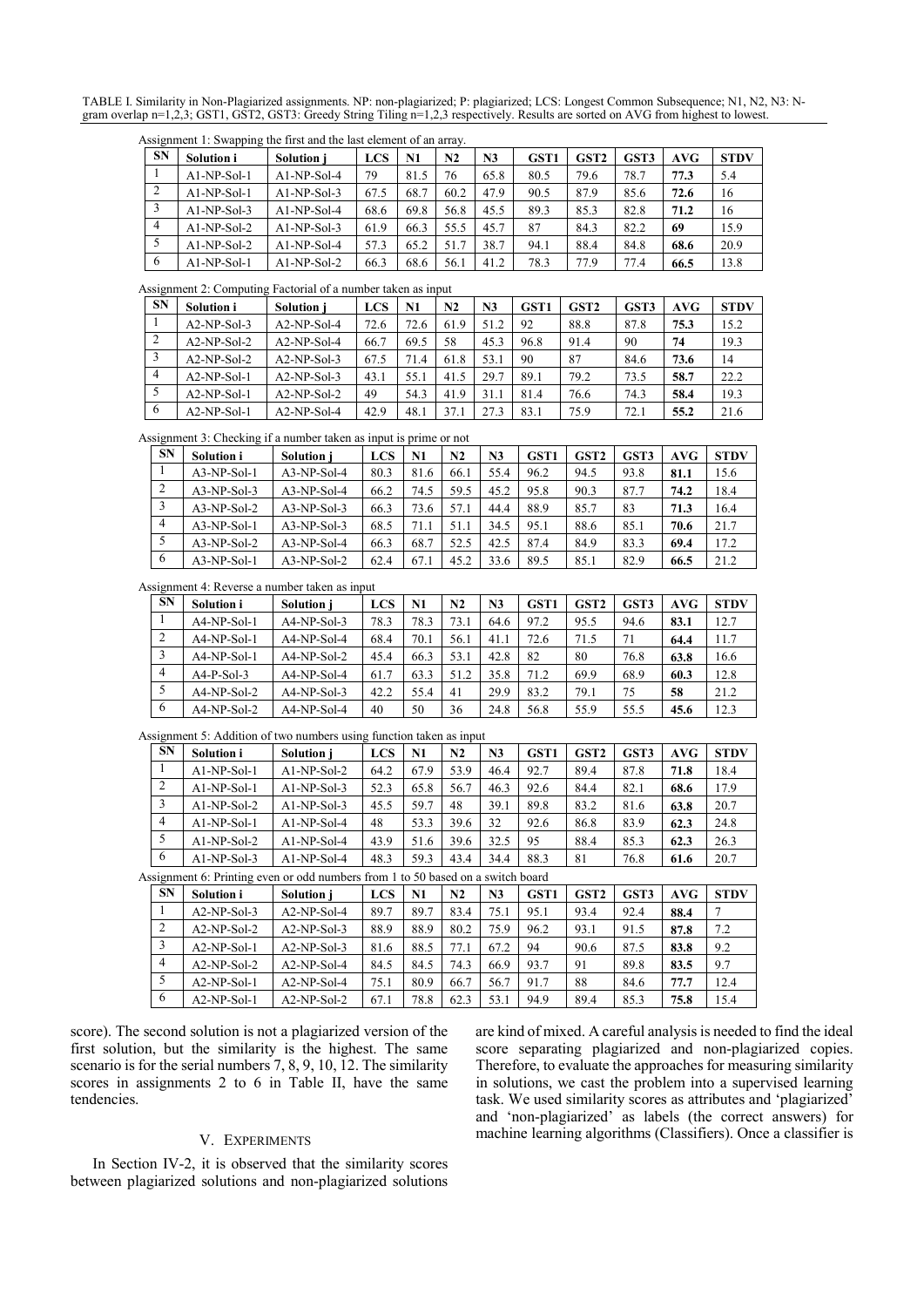TABLE I. Similarity in Non-Plagiarized assignments. NP: non-plagiarized; P: plagiarized; LCS: Longest Common Subsequence; N1, N2, N3: N-gram overlap n=1,2,3; GST1, GST2, GST3: Greedy String Tiling n=1,2,3 respectively. Results are sorted on AVG from highest to lowest.

Assignment 1: Swapping the first and the last element of an array.

| SN | Solution i | Solution j | LCS | N1 | N2 | N3 | GST1 | GST2 | GST3 | AVG | STDV |
|---|---|---|---|---|---|---|---|---|---|---|---|
| 1 | A1-NP-Sol-1 | A1-NP-Sol-4 | 79 | 81.5 | 76 | 65.8 | 80.5 | 79.6 | 78.7 | **77.3** | 5.4 |
| 2 | A1-NP-Sol-1 | A1-NP-Sol-3 | 67.5 | 68.7 | 60.2 | 47.9 | 90.5 | 87.9 | 85.6 | **72.6** | 16 |
| 3 | A1-NP-Sol-3 | A1-NP-Sol-4 | 68.6 | 69.8 | 56.8 | 45.5 | 89.3 | 85.3 | 82.8 | **71.2** | 16 |
| 4 | A1-NP-Sol-2 | A1-NP-Sol-3 | 61.9 | 66.3 | 55.5 | 45.7 | 87 | 84.3 | 82.2 | **69** | 15.9 |
| 5 | A1-NP-Sol-2 | A1-NP-Sol-4 | 57.3 | 65.2 | 51.7 | 38.7 | 94.1 | 88.4 | 84.8 | **68.6** | 20.9 |
| 6 | A1-NP-Sol-1 | A1-NP-Sol-2 | 66.3 | 68.6 | 56.1 | 41.2 | 78.3 | 77.9 | 77.4 | **66.5** | 13.8 |

Assignment 2: Computing Factorial of a number taken as input

| SN | Solution i | Solution j | LCS | N1 | N2 | N3 | GST1 | GST2 | GST3 | AVG | STDV |
|---|---|---|---|---|---|---|---|---|---|---|---|
| 1 | A2-NP-Sol-3 | A2-NP-Sol-4 | 72.6 | 72.6 | 61.9 | 51.2 | 92 | 88.8 | 87.8 | **75.3** | 15.2 |
| 2 | A2-NP-Sol-2 | A2-NP-Sol-4 | 66.7 | 69.5 | 58 | 45.3 | 96.8 | 91.4 | 90 | **74** | 19.3 |
| 3 | A2-NP-Sol-2 | A2-NP-Sol-3 | 67.5 | 71.4 | 61.8 | 53.1 | 90 | 87 | 84.6 | **73.6** | 14 |
| 4 | A2-NP-Sol-1 | A2-NP-Sol-3 | 43.1 | 55.1 | 41.5 | 29.7 | 89.1 | 79.2 | 73.5 | **58.7** | 22.2 |
| 5 | A2-NP-Sol-1 | A2-NP-Sol-2 | 49 | 54.3 | 41.9 | 31.1 | 81.4 | 76.6 | 74.3 | **58.4** | 19.3 |
| 6 | A2-NP-Sol-1 | A2-NP-Sol-4 | 42.9 | 48.1 | 37.1 | 27.3 | 83.1 | 75.9 | 72.1 | **55.2** | 21.6 |

Assignment 3: Checking if a number taken as input is prime or not

| SN | Solution i | Solution j | LCS | N1 | N2 | N3 | GST1 | GST2 | GST3 | AVG | STDV |
|---|---|---|---|---|---|---|---|---|---|---|---|
| 1 | A3-NP-Sol-1 | A3-NP-Sol-4 | 80.3 | 81.6 | 66.1 | 55.4 | 96.2 | 94.5 | 93.8 | **81.1** | 15.6 |
| 2 | A3-NP-Sol-3 | A3-NP-Sol-4 | 66.2 | 74.5 | 59.5 | 45.2 | 95.8 | 90.3 | 87.7 | **74.2** | 18.4 |
| 3 | A3-NP-Sol-2 | A3-NP-Sol-3 | 66.3 | 73.6 | 57.1 | 44.4 | 88.9 | 85.7 | 83 | **71.3** | 16.4 |
| 4 | A3-NP-Sol-1 | A3-NP-Sol-3 | 68.5 | 71.1 | 51.1 | 34.5 | 95.1 | 88.6 | 85.1 | **70.6** | 21.7 |
| 5 | A3-NP-Sol-2 | A3-NP-Sol-4 | 66.3 | 68.7 | 52.5 | 42.5 | 87.4 | 84.9 | 83.3 | **69.4** | 17.2 |
| 6 | A3-NP-Sol-1 | A3-NP-Sol-2 | 62.4 | 67.1 | 45.2 | 33.6 | 89.5 | 85.1 | 82.9 | **66.5** | 21.2 |

Assignment 4: Reverse a number taken as input

| SN | Solution i | Solution j | LCS | N1 | N2 | N3 | GST1 | GST2 | GST3 | AVG | STDV |
|---|---|---|---|---|---|---|---|---|---|---|---|
| 1 | A4-NP-Sol-1 | A4-NP-Sol-3 | 78.3 | 78.3 | 73.1 | 64.6 | 97.2 | 95.5 | 94.6 | **83.1** | 12.7 |
| 2 | A4-NP-Sol-1 | A4-NP-Sol-4 | 68.4 | 70.1 | 56.1 | 41.1 | 72.6 | 71.5 | 71 | **64.4** | 11.7 |
| 3 | A4-NP-Sol-1 | A4-NP-Sol-2 | 45.4 | 66.3 | 53.1 | 42.8 | 82 | 80 | 76.8 | **63.8** | 16.6 |
| 4 | A4-P-Sol-3 | A4-NP-Sol-4 | 61.7 | 63.3 | 51.2 | 35.8 | 71.2 | 69.9 | 68.9 | **60.3** | 12.8 |
| 5 | A4-NP-Sol-2 | A4-NP-Sol-3 | 42.2 | 55.4 | 41 | 29.9 | 83.2 | 79.1 | 75 | **58** | 21.2 |
| 6 | A4-NP-Sol-2 | A4-NP-Sol-4 | 40 | 50 | 36 | 24.8 | 56.8 | 55.9 | 55.5 | **45.6** | 12.3 |

Assignment 5: Addition of two numbers using function taken as input

| SN | Solution i | Solution j | LCS | N1 | N2 | N3 | GST1 | GST2 | GST3 | AVG | STDV |
|---|---|---|---|---|---|---|---|---|---|---|---|
| 1 | A1-NP-Sol-1 | A1-NP-Sol-2 | 64.2 | 67.9 | 53.9 | 46.4 | 92.7 | 89.4 | 87.8 | **71.8** | 18.4 |
| 2 | A1-NP-Sol-1 | A1-NP-Sol-3 | 52.3 | 65.8 | 56.7 | 46.3 | 92.6 | 84.4 | 82.1 | **68.6** | 17.9 |
| 3 | A1-NP-Sol-2 | A1-NP-Sol-3 | 45.5 | 59.7 | 48 | 39.1 | 89.8 | 83.2 | 81.6 | **63.8** | 20.7 |
| 4 | A1-NP-Sol-1 | A1-NP-Sol-4 | 48 | 53.3 | 39.6 | 32 | 92.6 | 86.8 | 83.9 | **62.3** | 24.8 |
| 5 | A1-NP-Sol-2 | A1-NP-Sol-4 | 43.9 | 51.6 | 39.6 | 32.5 | 95 | 88.4 | 85.3 | **62.3** | 26.3 |
| 6 | A1-NP-Sol-3 | A1-NP-Sol-4 | 48.3 | 59.3 | 43.4 | 34.4 | 88.3 | 81 | 76.8 | **61.6** | 20.7 |

Assignment 6: Printing even or odd numbers from 1 to 50 based on a switch board

| SN | Solution i | Solution j | LCS | N1 | N2 | N3 | GST1 | GST2 | GST3 | AVG | STDV |
|---|---|---|---|---|---|---|---|---|---|---|---|
| 1 | A2-NP-Sol-3 | A2-NP-Sol-4 | 89.7 | 89.7 | 83.4 | 75.1 | 95.1 | 93.4 | 92.4 | **88.4** | 7 |
| 2 | A2-NP-Sol-2 | A2-NP-Sol-3 | 88.9 | 88.9 | 80.2 | 75.9 | 96.2 | 93.1 | 91.5 | **87.8** | 7.2 |
| 3 | A2-NP-Sol-1 | A2-NP-Sol-3 | 81.6 | 88.5 | 77.1 | 67.2 | 94 | 90.6 | 87.5 | **83.8** | 9.2 |
| 4 | A2-NP-Sol-2 | A2-NP-Sol-4 | 84.5 | 84.5 | 74.3 | 66.9 | 93.7 | 91 | 89.8 | **83.5** | 9.7 |
| 5 | A2-NP-Sol-1 | A2-NP-Sol-4 | 75.1 | 80.9 | 66.7 | 56.7 | 91.7 | 88 | 84.6 | **77.7** | 12.4 |
| 6 | A2-NP-Sol-1 | A2-NP-Sol-2 | 67.1 | 78.8 | 62.3 | 53.1 | 94.9 | 89.4 | 85.3 | **75.8** | 15.4 |

score). The second solution is not a plagiarized version of the first solution, but the similarity is the highest. The same scenario is for the serial numbers 7, 8, 9, 10, 12. The similarity scores in assignments 2 to 6 in Table II, have the same tendencies.

## V. EXPERIMENTS

In Section IV-2, it is observed that the similarity scores between plagiarized solutions and non-plagiarized solutions are kind of mixed. A careful analysis is needed to find the ideal score separating plagiarized and non-plagiarized copies. Therefore, to evaluate the approaches for measuring similarity in solutions, we cast the problem into a supervised learning task. We used similarity scores as attributes and 'plagiarized' and 'non-plagiarized' as labels (the correct answers) for machine learning algorithms (Classifiers). Once a classifier is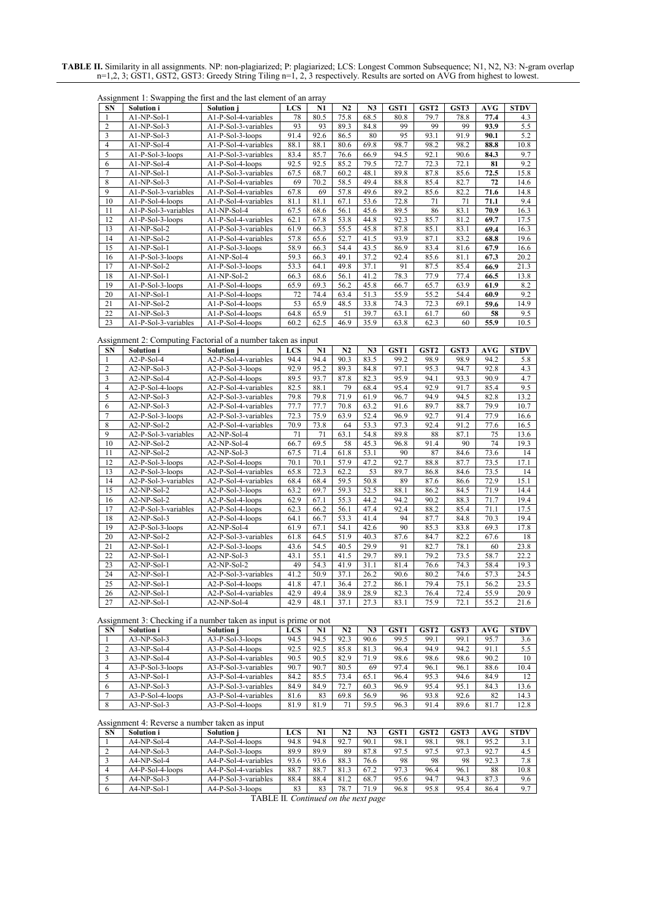**TABLE II.** Similarity in all assignments. NP: non-plagiarized; P: plagiarized; LCS: Longest Common Subsequence; N1, N2, N3: N-gram overlap n=1,2, 3; GST1, GST2, GST3: Greedy String Tiling n=1, 2, 3 respectively. Results are sorted on AVG from highest to lowest.

Assignment 1: Swapping the first and the last element of an array

| SN | Solution i | Solution j | LCS | N1 | N2 | N3 | GST1 | GST2 | GST3 | AVG | STDV |
|---|---|---|---|---|---|---|---|---|---|---|---|
| 1 | A1-NP-Sol-1 | A1-P-Sol-4-variables | 78 | 80.5 | 75.8 | 68.5 | 80.8 | 79.7 | 78.8 | **77.4** | 4.3 |
| 2 | A1-NP-Sol-3 | A1-P-Sol-3-variables | 93 | 93 | 89.3 | 84.8 | 99 | 99 | 99 | **93.9** | 5.5 |
| 3 | A1-NP-Sol-3 | A1-P-Sol-3-loops | 91.4 | 92.6 | 86.5 | 80 | 95 | 93.1 | 91.9 | **90.1** | 5.2 |
| 4 | A1-NP-Sol-4 | A1-P-Sol-4-variables | 88.1 | 88.1 | 80.6 | 69.8 | 98.7 | 98.2 | 98.2 | **88.8** | 10.8 |
| 5 | A1-P-Sol-3-loops | A1-P-Sol-3-variables | 83.4 | 85.7 | 76.6 | 66.9 | 94.5 | 92.1 | 90.6 | **84.3** | 9.7 |
| 6 | A1-NP-Sol-4 | A1-P-Sol-4-loops | 92.5 | 92.5 | 85.2 | 79.5 | 72.7 | 72.3 | 72.1 | **81** | 9.2 |
| 7 | A1-NP-Sol-1 | A1-P-Sol-3-variables | 67.5 | 68.7 | 60.2 | 48.1 | 89.8 | 87.8 | 85.6 | **72.5** | 15.8 |
| 8 | A1-NP-Sol-3 | A1-P-Sol-4-variables | 69 | 70.2 | 58.5 | 49.4 | 88.8 | 85.4 | 82.7 | **72** | 14.6 |
| 9 | A1-P-Sol-3-variables | A1-P-Sol-4-variables | 67.8 | 69 | 57.8 | 49.6 | 89.2 | 85.6 | 82.2 | **71.6** | 14.8 |
| 10 | A1-P-Sol-4-loops | A1-P-Sol-4-variables | 81.1 | 81.1 | 67.1 | 53.6 | 72.8 | 71 | 71 | **71.1** | 9.4 |
| 11 | A1-P-Sol-3-variables | A1-NP-Sol-4 | 67.5 | 68.6 | 56.1 | 45.6 | 89.5 | 86 | 83.1 | **70.9** | 16.3 |
| 12 | A1-P-Sol-3-loops | A1-P-Sol-4-variables | 62.1 | 67.8 | 53.8 | 44.8 | 92.3 | 85.7 | 81.2 | **69.7** | 17.5 |
| 13 | A1-NP-Sol-2 | A1-P-Sol-3-variables | 61.9 | 66.3 | 55.5 | 45.8 | 87.8 | 85.1 | 83.1 | **69.4** | 16.3 |
| 14 | A1-NP-Sol-2 | A1-P-Sol-4-variables | 57.8 | 65.6 | 52.7 | 41.5 | 93.9 | 87.1 | 83.2 | **68.8** | 19.6 |
| 15 | A1-NP-Sol-1 | A1-P-Sol-3-loops | 58.9 | 66.3 | 54.4 | 43.5 | 86.9 | 83.4 | 81.6 | **67.9** | 16.6 |
| 16 | A1-P-Sol-3-loops | A1-NP-Sol-4 | 59.3 | 66.3 | 49.1 | 37.2 | 92.4 | 85.6 | 81.1 | **67.3** | 20.2 |
| 17 | A1-NP-Sol-2 | A1-P-Sol-3-loops | 53.3 | 64.1 | 49.8 | 37.1 | 91 | 87.5 | 85.4 | **66.9** | 21.3 |
| 18 | A1-NP-Sol-1 | A1-NP-Sol-2 | 66.3 | 68.6 | 56.1 | 41.2 | 78.3 | 77.9 | 77.4 | **66.5** | 13.8 |
| 19 | A1-P-Sol-3-loops | A1-P-Sol-4-loops | 65.9 | 69.3 | 56.2 | 45.8 | 66.7 | 65.7 | 63.9 | **61.9** | 8.2 |
| 20 | A1-NP-Sol-1 | A1-P-Sol-4-loops | 72 | 74.4 | 63.4 | 51.3 | 55.9 | 55.2 | 54.4 | **60.9** | 9.2 |
| 21 | A1-NP-Sol-2 | A1-P-Sol-4-loops | 53 | 65.9 | 48.5 | 33.8 | 74.3 | 72.3 | 69.1 | **59.6** | 14.9 |
| 22 | A1-NP-Sol-3 | A1-P-Sol-4-loops | 64.8 | 65.9 | 51 | 39.7 | 63.1 | 61.7 | 60 | **58** | 9.5 |
| 23 | A1-P-Sol-3-variables | A1-P-Sol-4-loops | 60.2 | 62.5 | 46.9 | 35.9 | 63.8 | 62.3 | 60 | **55.9** | 10.5 |

Assignment 2: Computing Factorial of a number taken as input

| SN | Solution i | Solution j | LCS | N1 | N2 | N3 | GST1 | GST2 | GST3 | AVG | STDV |
|---|---|---|---|---|---|---|---|---|---|---|---|
| 1 | A2-P-Sol-4 | A2-P-Sol-4-variables | 94.4 | 94.4 | 90.3 | 83.5 | 99.2 | 98.9 | 98.9 | 94.2 | 5.8 |
| 2 | A2-NP-Sol-3 | A2-P-Sol-3-loops | 92.9 | 95.2 | 89.3 | 84.8 | 97.1 | 95.3 | 94.7 | 92.8 | 4.3 |
| 3 | A2-NP-Sol-4 | A2-P-Sol-4-loops | 89.5 | 93.7 | 87.8 | 82.3 | 95.9 | 94.1 | 93.3 | 90.9 | 4.7 |
| 4 | A2-P-Sol-4-loops | A2-P-Sol-4-variables | 82.5 | 88.1 | 79 | 68.4 | 95.4 | 92.9 | 91.7 | 85.4 | 9.5 |
| 5 | A2-NP-Sol-3 | A2-P-Sol-3-variables | 79.8 | 79.8 | 71.9 | 61.9 | 96.7 | 94.9 | 94.5 | 82.8 | 13.2 |
| 6 | A2-NP-Sol-3 | A2-P-Sol-4-variables | 77.7 | 77.7 | 70.8 | 63.2 | 91.6 | 89.7 | 88.7 | 79.9 | 10.7 |
| 7 | A2-P-Sol-3-loops | A2-P-Sol-3-variables | 72.3 | 75.9 | 63.9 | 52.4 | 96.9 | 92.7 | 91.4 | 77.9 | 16.6 |
| 8 | A2-NP-Sol-2 | A2-P-Sol-4-variables | 70.9 | 73.8 | 64 | 53.3 | 97.3 | 92.4 | 91.2 | 77.6 | 16.5 |
| 9 | A2-P-Sol-3-variables | A2-NP-Sol-4 | 71 | 71 | 63.1 | 54.8 | 89.8 | 88 | 87.1 | 75 | 13.6 |
| 10 | A2-NP-Sol-2 | A2-NP-Sol-4 | 66.7 | 69.5 | 58 | 45.3 | 96.8 | 91.4 | 90 | 74 | 19.3 |
| 11 | A2-NP-Sol-2 | A2-NP-Sol-3 | 67.5 | 71.4 | 61.8 | 53.1 | 90 | 87 | 84.6 | 73.6 | 14 |
| 12 | A2-P-Sol-3-loops | A2-P-Sol-4-loops | 70.1 | 70.1 | 57.9 | 47.2 | 92.7 | 88.8 | 87.7 | 73.5 | 17.1 |
| 13 | A2-P-Sol-3-loops | A2-P-Sol-4-variables | 65.8 | 72.3 | 62.2 | 53 | 89.7 | 86.8 | 84.6 | 73.5 | 14 |
| 14 | A2-P-Sol-3-variables | A2-P-Sol-4-variables | 68.4 | 68.4 | 59.5 | 50.8 | 89 | 87.6 | 86.6 | 72.9 | 15.1 |
| 15 | A2-NP-Sol-2 | A2-P-Sol-3-loops | 63.2 | 69.7 | 59.3 | 52.5 | 88.1 | 86.2 | 84.5 | 71.9 | 14.4 |
| 16 | A2-NP-Sol-2 | A2-P-Sol-4-loops | 62.9 | 67.1 | 55.3 | 44.2 | 94.2 | 90.2 | 88.3 | 71.7 | 19.4 |
| 17 | A2-P-Sol-3-variables | A2-P-Sol-4-loops | 62.3 | 66.2 | 56.1 | 47.4 | 92.4 | 88.2 | 85.4 | 71.1 | 17.5 |
| 18 | A2-NP-Sol-3 | A2-P-Sol-4-loops | 64.1 | 66.7 | 53.3 | 41.4 | 94 | 87.7 | 84.8 | 70.3 | 19.4 |
| 19 | A2-P-Sol-3-loops | A2-NP-Sol-4 | 61.9 | 67.1 | 54.1 | 42.6 | 90 | 85.3 | 83.8 | 69.3 | 17.8 |
| 20 | A2-NP-Sol-2 | A2-P-Sol-3-variables | 61.8 | 64.5 | 51.9 | 40.3 | 87.6 | 84.7 | 82.2 | 67.6 | 18 |
| 21 | A2-NP-Sol-1 | A2-P-Sol-3-loops | 43.6 | 54.5 | 40.5 | 29.9 | 91 | 82.7 | 78.1 | 60 | 23.8 |
| 22 | A2-NP-Sol-1 | A2-NP-Sol-3 | 43.1 | 55.1 | 41.5 | 29.7 | 89.1 | 79.2 | 73.5 | 58.7 | 22.2 |
| 23 | A2-NP-Sol-1 | A2-NP-Sol-2 | 49 | 54.3 | 41.9 | 31.1 | 81.4 | 76.6 | 74.3 | 58.4 | 19.3 |
| 24 | A2-NP-Sol-1 | A2-P-Sol-3-variables | 41.2 | 50.9 | 37.1 | 26.2 | 90.6 | 80.2 | 74.6 | 57.3 | 24.5 |
| 25 | A2-NP-Sol-1 | A2-P-Sol-4-loops | 41.8 | 47.1 | 36.4 | 27.2 | 86.1 | 79.4 | 75.1 | 56.2 | 23.5 |
| 26 | A2-NP-Sol-1 | A2-P-Sol-4-variables | 42.9 | 49.4 | 38.9 | 28.9 | 82.3 | 76.4 | 72.4 | 55.9 | 20.9 |
| 27 | A2-NP-Sol-1 | A2-NP-Sol-4 | 42.9 | 48.1 | 37.1 | 27.3 | 83.1 | 75.9 | 72.1 | 55.2 | 21.6 |

Assignment 3: Checking if a number taken as input is prime or not

| SN | Solution i | Solution j | LCS | N1 | N2 | N3 | GST1 | GST2 | GST3 | AVG | STDV |
|---|---|---|---|---|---|---|---|---|---|---|---|
| 1 | A3-NP-Sol-3 | A3-P-Sol-3-loops | 94.5 | 94.5 | 92.3 | 90.6 | 99.5 | 99.1 | 99.1 | 95.7 | 3.6 |
| 2 | A3-NP-Sol-4 | A3-P-Sol-4-loops | 92.5 | 92.5 | 85.8 | 81.3 | 96.4 | 94.9 | 94.2 | 91.1 | 5.5 |
| 3 | A3-NP-Sol-4 | A3-P-Sol-4-variables | 90.5 | 90.5 | 82.9 | 71.9 | 98.6 | 98.6 | 98.6 | 90.2 | 10 |
| 4 | A3-P-Sol-3-loops | A3-P-Sol-3-variables | 90.7 | 90.7 | 80.5 | 69 | 97.4 | 96.1 | 96.1 | 88.6 | 10.4 |
| 5 | A3-NP-Sol-1 | A3-P-Sol-3-variables | 84.2 | 85.5 | 73.4 | 65.1 | 96.4 | 95.3 | 94.6 | 84.9 | 12 |
| 6 | A3-NP-Sol-3 | A3-P-Sol-3-variables | 84.9 | 84.9 | 72.7 | 60.3 | 96.9 | 95.4 | 95.1 | 84.3 | 13.6 |
| 7 | A3-P-Sol-4-loops | A3-P-Sol-4-variables | 81.6 | 83 | 69.8 | 56.9 | 96 | 93.8 | 92.6 | 82 | 14.3 |
| 8 | A3-NP-Sol-3 | A3-P-Sol-4-loops | 81.9 | 81.9 | 71 | 59.5 | 96.3 | 91.4 | 89.6 | 81.7 | 12.8 |

Assignment 4: Reverse a number taken as input

| SN | Solution i | Solution j | LCS | N1 | N2 | N3 | GST1 | GST2 | GST3 | AVG | STDV |
|---|---|---|---|---|---|---|---|---|---|---|---|
| 1 | A4-NP-Sol-4 | A4-P-Sol-4-loops | 94.8 | 94.8 | 92.7 | 90.1 | 98.1 | 98.1 | 98.1 | 95.2 | 3.1 |
| 2 | A4-NP-Sol-3 | A4-P-Sol-3-loops | 89.9 | 89.9 | 89 | 87.8 | 97.5 | 97.5 | 97.3 | 92.7 | 4.5 |
| 3 | A4-NP-Sol-4 | A4-P-Sol-4-variables | 93.6 | 93.6 | 88.3 | 76.6 | 98 | 98 | 98 | 92.3 | 7.8 |
| 4 | A4-P-Sol-4-loops | A4-P-Sol-4-variables | 88.7 | 88.7 | 81.3 | 67.2 | 97.3 | 96.4 | 96.1 | 88 | 10.8 |
| 5 | A4-NP-Sol-3 | A4-P-Sol-3-variables | 88.4 | 88.4 | 81.2 | 68.7 | 95.6 | 94.7 | 94.3 | 87.3 | 9.6 |
| 6 | A4-NP-Sol-1 | A4-P-Sol-3-loops | 83 | 83 | 78.7 | 71.9 | 96.8 | 95.8 | 95.4 | 86.4 | 9.7 |

TABLE II. *Continued on the next page*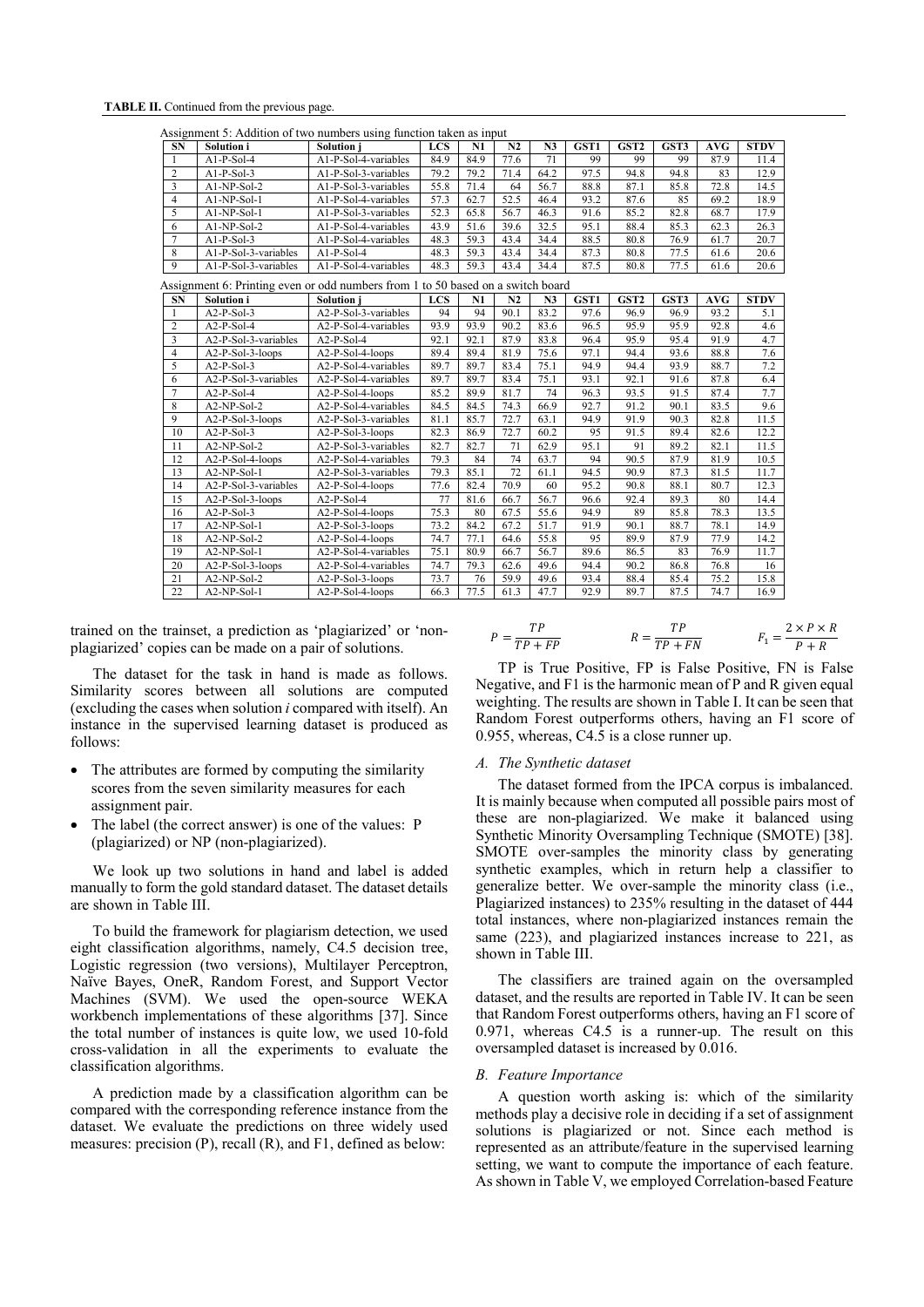**TABLE II.** Continued from the previous page.

Assignment 5: Addition of two numbers using function taken as input

| SN | Solution i | Solution j | LCS | N1 | N2 | N3 | GST1 | GST2 | GST3 | AVG | STDV |
|---|---|---|---|---|---|---|---|---|---|---|---|
| 1 | A1-P-Sol-4 | A1-P-Sol-4-variables | 84.9 | 84.9 | 77.6 | 71 | 99 | 99 | 99 | 87.9 | 11.4 |
| 2 | A1-P-Sol-3 | A1-P-Sol-3-variables | 79.2 | 79.2 | 71.4 | 64.2 | 97.5 | 94.8 | 94.8 | 83 | 12.9 |
| 3 | A1-NP-Sol-2 | A1-P-Sol-3-variables | 55.8 | 71.4 | 64 | 56.7 | 88.8 | 87.1 | 85.8 | 72.8 | 14.5 |
| 4 | A1-NP-Sol-1 | A1-P-Sol-4-variables | 57.3 | 62.7 | 52.5 | 46.4 | 93.2 | 87.6 | 85 | 69.2 | 18.9 |
| 5 | A1-NP-Sol-1 | A1-P-Sol-3-variables | 52.3 | 65.8 | 56.7 | 46.3 | 91.6 | 85.2 | 82.8 | 68.7 | 17.9 |
| 6 | A1-NP-Sol-2 | A1-P-Sol-4-variables | 43.9 | 51.6 | 39.6 | 32.5 | 95.1 | 88.4 | 85.3 | 62.3 | 26.3 |
| 7 | A1-P-Sol-3 | A1-P-Sol-4-variables | 48.3 | 59.3 | 43.4 | 34.4 | 88.5 | 80.8 | 76.9 | 61.7 | 20.7 |
| 8 | A1-P-Sol-3-variables | A1-P-Sol-4 | 48.3 | 59.3 | 43.4 | 34.4 | 87.3 | 80.8 | 77.5 | 61.6 | 20.6 |
| 9 | A1-P-Sol-3-variables | A1-P-Sol-4-variables | 48.3 | 59.3 | 43.4 | 34.4 | 87.5 | 80.8 | 77.5 | 61.6 | 20.6 |

Assignment 6: Printing even or odd numbers from 1 to 50 based on a switch board

| SN | Solution i | Solution j | LCS | N1 | N2 | N3 | GST1 | GST2 | GST3 | AVG | STDV |
|---|---|---|---|---|---|---|---|---|---|---|---|
| 1 | A2-P-Sol-3 | A2-P-Sol-3-variables | 94 | 94 | 90.1 | 83.2 | 97.6 | 96.9 | 96.9 | 93.2 | 5.1 |
| 2 | A2-P-Sol-4 | A2-P-Sol-4-variables | 93.9 | 93.9 | 90.2 | 83.6 | 96.5 | 95.9 | 95.9 | 92.8 | 4.6 |
| 3 | A2-P-Sol-3-variables | A2-P-Sol-4 | 92.1 | 92.1 | 87.9 | 83.8 | 96.4 | 95.9 | 95.4 | 91.9 | 4.7 |
| 4 | A2-P-Sol-3-loops | A2-P-Sol-4-loops | 89.4 | 89.4 | 81.9 | 75.6 | 97.1 | 94.4 | 93.6 | 88.8 | 7.6 |
| 5 | A2-P-Sol-3 | A2-P-Sol-4-variables | 89.7 | 89.7 | 83.4 | 75.1 | 94.9 | 94.4 | 93.9 | 88.7 | 7.2 |
| 6 | A2-P-Sol-3-variables | A2-P-Sol-4-variables | 89.7 | 89.7 | 83.4 | 75.1 | 93.1 | 92.1 | 91.6 | 87.8 | 6.4 |
| 7 | A2-P-Sol-4 | A2-P-Sol-4-loops | 85.2 | 89.9 | 81.7 | 74 | 96.3 | 93.5 | 91.5 | 87.4 | 7.7 |
| 8 | A2-NP-Sol-2 | A2-P-Sol-4-variables | 84.5 | 84.5 | 74.3 | 66.9 | 92.7 | 91.2 | 90.1 | 83.5 | 9.6 |
| 9 | A2-P-Sol-3-loops | A2-P-Sol-3-variables | 81.1 | 85.7 | 72.7 | 63.1 | 94.9 | 91.9 | 90.3 | 82.8 | 11.5 |
| 10 | A2-P-Sol-3 | A2-P-Sol-3-loops | 82.3 | 86.9 | 72.7 | 60.2 | 95 | 91.5 | 89.4 | 82.6 | 12.2 |
| 11 | A2-NP-Sol-2 | A2-P-Sol-3-variables | 82.7 | 82.7 | 71 | 62.9 | 95.1 | 91 | 89.2 | 82.1 | 11.5 |
| 12 | A2-P-Sol-4-loops | A2-P-Sol-4-variables | 79.3 | 84 | 74 | 63.7 | 94 | 90.5 | 87.9 | 81.9 | 10.5 |
| 13 | A2-NP-Sol-1 | A2-P-Sol-3-variables | 79.3 | 85.1 | 72 | 61.1 | 94.5 | 90.9 | 87.3 | 81.5 | 11.7 |
| 14 | A2-P-Sol-3-variables | A2-P-Sol-4-loops | 77.6 | 82.4 | 70.9 | 60 | 95.2 | 90.8 | 88.1 | 80.7 | 12.3 |
| 15 | A2-P-Sol-3-loops | A2-P-Sol-4 | 77 | 81.6 | 66.7 | 56.7 | 96.6 | 92.4 | 89.3 | 80 | 14.4 |
| 16 | A2-P-Sol-3 | A2-P-Sol-4-loops | 75.3 | 80 | 67.5 | 55.6 | 94.9 | 89 | 85.8 | 78.3 | 13.5 |
| 17 | A2-NP-Sol-1 | A2-P-Sol-3-loops | 73.2 | 84.2 | 67.2 | 51.7 | 91.9 | 90.1 | 88.7 | 78.1 | 14.9 |
| 18 | A2-NP-Sol-2 | A2-P-Sol-4-loops | 74.7 | 77.1 | 64.6 | 55.8 | 95 | 89.9 | 87.9 | 77.9 | 14.2 |
| 19 | A2-NP-Sol-1 | A2-P-Sol-4-variables | 75.1 | 80.9 | 66.7 | 56.7 | 89.6 | 86.5 | 83 | 76.9 | 11.7 |
| 20 | A2-P-Sol-3-loops | A2-P-Sol-4-variables | 74.7 | 79.3 | 62.6 | 49.6 | 94.4 | 90.2 | 86.8 | 76.8 | 16 |
| 21 | A2-NP-Sol-2 | A2-P-Sol-3-loops | 73.7 | 76 | 59.9 | 49.6 | 93.4 | 88.4 | 85.4 | 75.2 | 15.8 |
| 22 | A2-NP-Sol-1 | A2-P-Sol-4-loops | 66.3 | 77.5 | 61.3 | 47.7 | 92.9 | 89.7 | 87.5 | 74.7 | 16.9 |

trained on the trainset, a prediction as 'plagiarized' or 'non-plagiarized' copies can be made on a pair of solutions.

The dataset for the task in hand is made as follows. Similarity scores between all solutions are computed (excluding the cases when solution *i* compared with itself). An instance in the supervised learning dataset is produced as follows:

- The attributes are formed by computing the similarity scores from the seven similarity measures for each assignment pair.
- The label (the correct answer) is one of the values: P (plagiarized) or NP (non-plagiarized).

We look up two solutions in hand and label is added manually to form the gold standard dataset. The dataset details are shown in Table III.

To build the framework for plagiarism detection, we used eight classification algorithms, namely, C4.5 decision tree, Logistic regression (two versions), Multilayer Perceptron, Naïve Bayes, OneR, Random Forest, and Support Vector Machines (SVM). We used the open-source WEKA workbench implementations of these algorithms [37]. Since the total number of instances is quite low, we used 10-fold cross-validation in all the experiments to evaluate the classification algorithms.

A prediction made by a classification algorithm can be compared with the corresponding reference instance from the dataset. We evaluate the predictions on three widely used measures: precision (P), recall (R), and F1, defined as below:

$$P = \frac{TP}{TP + FP} \qquad R = \frac{TP}{TP + FN} \qquad F_1 = \frac{2 \times P \times R}{P + R}$$

TP is True Positive, FP is False Positive, FN is False Negative, and F1 is the harmonic mean of P and R given equal weighting. The results are shown in Table I. It can be seen that Random Forest outperforms others, having an F1 score of 0.955, whereas, C4.5 is a close runner up.

### *A. The Synthetic dataset*

The dataset formed from the IPCA corpus is imbalanced. It is mainly because when computed all possible pairs most of these are non-plagiarized. We make it balanced using Synthetic Minority Oversampling Technique (SMOTE) [38]. SMOTE over-samples the minority class by generating synthetic examples, which in return help a classifier to generalize better. We over-sample the minority class (i.e., Plagiarized instances) to 235% resulting in the dataset of 444 total instances, where non-plagiarized instances remain the same (223), and plagiarized instances increase to 221, as shown in Table III.

The classifiers are trained again on the oversampled dataset, and the results are reported in Table IV. It can be seen that Random Forest outperforms others, having an F1 score of 0.971, whereas C4.5 is a runner-up. The result on this oversampled dataset is increased by 0.016.

### *B. Feature Importance*

A question worth asking is: which of the similarity methods play a decisive role in deciding if a set of assignment solutions is plagiarized or not. Since each method is represented as an attribute/feature in the supervised learning setting, we want to compute the importance of each feature. As shown in Table V, we employed Correlation-based Feature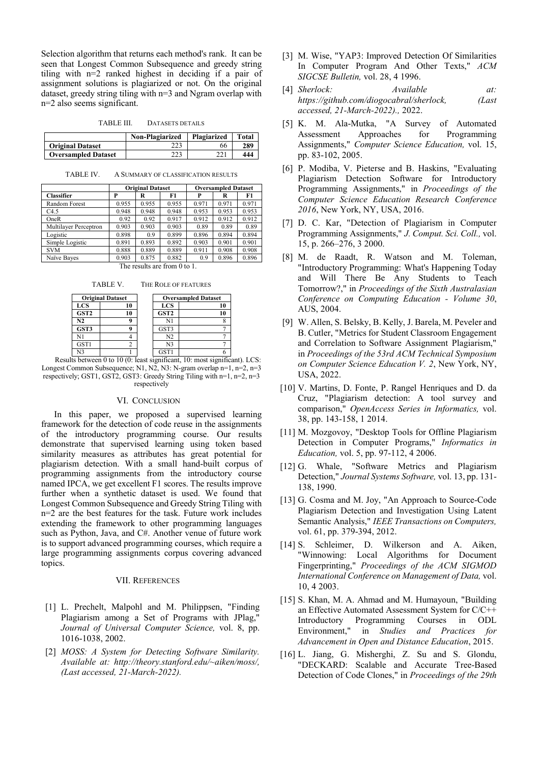Selection algorithm that returns each method's rank. It can be seen that Longest Common Subsequence and greedy string tiling with n=2 ranked highest in deciding if a pair of assignment solutions is plagiarized or not. On the original dataset, greedy string tiling with n=3 and Ngram overlap with n=2 also seems significant.

TABLE III. DATASETS DETAILS

| | Non-Plagiarized | Plagiarized | Total |
|---|---|---|---|
| **Original Dataset** | 223 | 66 | **289** |
| **Oversampled Dataset** | 223 | 221 | **444** |

TABLE IV. A SUMMARY OF CLASSIFICATION RESULTS

| | Original Dataset | | | Oversampled Dataset | | |
|---|---|---|---|---|---|---|
| **Classifier** | **P** | **R** | **F1** | **P** | **R** | **F1** |
| Random Forest | 0.955 | 0.955 | 0.955 | 0.971 | 0.971 | 0.971 |
| C4.5 | 0.948 | 0.948 | 0.948 | 0.953 | 0.953 | 0.953 |
| OneR | 0.92 | 0.92 | 0.917 | 0.912 | 0.912 | 0.912 |
| Multilayer Perceptron | 0.903 | 0.903 | 0.903 | 0.89 | 0.89 | 0.89 |
| Logistic | 0.898 | 0.9 | 0.899 | 0.896 | 0.894 | 0.894 |
| Simple Logistic | 0.891 | 0.893 | 0.892 | 0.903 | 0.901 | 0.901 |
| SVM | 0.888 | 0.889 | 0.889 | 0.911 | 0.908 | 0.908 |
| Naïve Bayes | 0.903 | 0.875 | 0.882 | 0.9 | 0.896 | 0.896 |

The results are from 0 to 1.

TABLE V. THE ROLE OF FEATURES

| Original Dataset | | | Oversampled Dataset | |
|---|---|---|---|---|
| **LCS** | **10** | | **LCS** | **10** |
| **GST2** | **10** | | **GST2** | **10** |
| **N2** | **9** | | N1 | 8 |
| **GST3** | **9** | | GST3 | 7 |
| N1 | 4 | | N2 | 7 |
| GST1 | 2 | | N3 | 7 |
| N3 | 1 | | GST1 | 6 |

Results between 0 to 10 (0: least significant, 10: most significant). LCS: Longest Common Subsequence; N1, N2, N3: N-gram overlap n=1, n=2, n=3 respectively; GST1, GST2, GST3: Greedy String Tiling with n=1, n=2, n=3 respectively

## VI. CONCLUSION

In this paper, we proposed a supervised learning framework for the detection of code reuse in the assignments of the introductory programming course. Our results demonstrate that supervised learning using token based similarity measures as attributes has great potential for plagiarism detection. With a small hand-built corpus of programming assignments from the introductory course named IPCA, we get excellent F1 scores. The results improve further when a synthetic dataset is used. We found that Longest Common Subsequence and Greedy String Tiling with n=2 are the best features for the task. Future work includes extending the framework to other programming languages such as Python, Java, and C#. Another venue of future work is to support advanced programming courses, which require a large programming assignments corpus covering advanced topics.

## VII. REFERENCES

[1] L. Prechelt, Malpohl and M. Philippsen, "Finding Plagiarism among a Set of Programs with JPlag," *Journal of Universal Computer Science,* vol. 8, pp. 1016-1038, 2002.

[2] *MOSS: A System for Detecting Software Similarity. Available at: http://theory.stanford.edu/~aiken/moss/, (Last accessed, 21-March-2022).*

[3] M. Wise, "YAP3: Improved Detection Of Similarities In Computer Program And Other Texts," *ACM SIGCSE Bulletin,* vol. 28, 4 1996.

[4] *Sherlock: Available at: https://github.com/diogocabral/sherlock, (Last accessed, 21-March-2022).,* 2022.

[5] K. M. Ala-Mutka, "A Survey of Automated Assessment Approaches for Programming Assignments," *Computer Science Education,* vol. 15, pp. 83-102, 2005.

[6] P. Modiba, V. Pieterse and B. Haskins, "Evaluating Plagiarism Detection Software for Introductory Programming Assignments," in *Proceedings of the Computer Science Education Research Conference 2016*, New York, NY, USA, 2016.

[7] D. C. Kar, "Detection of Plagiarism in Computer Programming Assignments," *J. Comput. Sci. Coll.,* vol. 15, p. 266–276, 3 2000.

[8] M. de Raadt, R. Watson and M. Toleman, "Introductory Programming: What's Happening Today and Will There Be Any Students to Teach Tomorrow?," in *Proceedings of the Sixth Australasian Conference on Computing Education - Volume 30*, AUS, 2004.

[9] W. Allen, S. Belsky, B. Kelly, J. Barela, M. Peveler and B. Cutler, "Metrics for Student Classroom Engagement and Correlation to Software Assignment Plagiarism," in *Proceedings of the 53rd ACM Technical Symposium on Computer Science Education V. 2*, New York, NY, USA, 2022.

[10] V. Martins, D. Fonte, P. Rangel Henriques and D. da Cruz, "Plagiarism detection: A tool survey and comparison," *OpenAccess Series in Informatics,* vol. 38, pp. 143-158, 1 2014.

[11] M. Mozgovoy, "Desktop Tools for Offline Plagiarism Detection in Computer Programs," *Informatics in Education,* vol. 5, pp. 97-112, 4 2006.

[12] G. Whale, "Software Metrics and Plagiarism Detection," *Journal Systems Software,* vol. 13, pp. 131-138, 1990.

[13] G. Cosma and M. Joy, "An Approach to Source-Code Plagiarism Detection and Investigation Using Latent Semantic Analysis," *IEEE Transactions on Computers,* vol. 61, pp. 379-394, 2012.

[14] S. Schleimer, D. Wilkerson and A. Aiken, "Winnowing: Local Algorithms for Document Fingerprinting," *Proceedings of the ACM SIGMOD International Conference on Management of Data,* vol. 10, 4 2003.

[15] S. Khan, M. A. Ahmad and M. Humayoun, "Building an Effective Automated Assessment System for C/C++ Introductory Programming Courses in ODL Environment," in *Studies and Practices for Advancement in Open and Distance Education*, 2015.

[16] L. Jiang, G. Misherghi, Z. Su and S. Glondu, "DECKARD: Scalable and Accurate Tree-Based Detection of Code Clones," in *Proceedings of the 29th*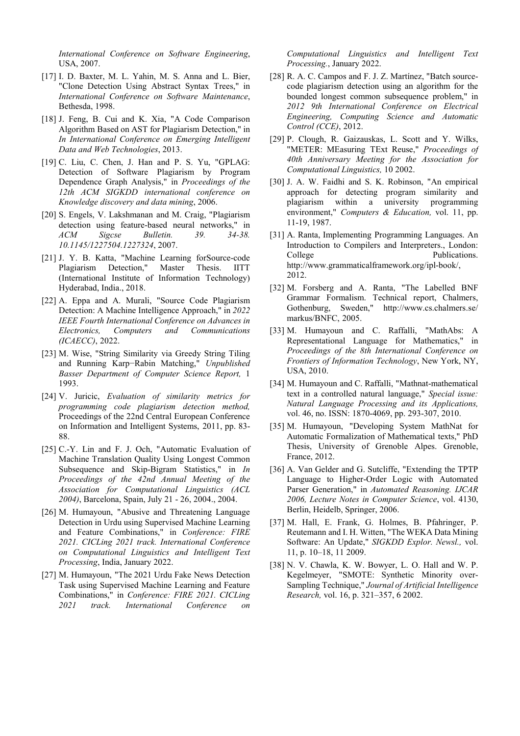*International Conference on Software Engineering*, USA, 2007.

[17] I. D. Baxter, M. L. Yahin, M. S. Anna and L. Bier, "Clone Detection Using Abstract Syntax Trees," in *International Conference on Software Maintenance*, Bethesda, 1998.

[18] J. Feng, B. Cui and K. Xia, "A Code Comparison Algorithm Based on AST for Plagiarism Detection," in *In International Conference on Emerging Intelligent Data and Web Technologies*, 2013.

[19] C. Liu, C. Chen, J. Han and P. S. Yu, "GPLAG: Detection of Software Plagiarism by Program Dependence Graph Analysis," in *Proceedings of the 12th ACM SIGKDD international conference on Knowledge discovery and data mining*, 2006.

[20] S. Engels, V. Lakshmanan and M. Craig, "Plagiarism detection using feature-based neural networks," in *ACM Sigcse Bulletin. 39. 34-38. 10.1145/1227504.1227324*, 2007.

[21] J. Y. B. Katta, "Machine Learning forSource-code Plagiarism Detection," Master Thesis. IITT (International Institute of Information Technology) Hyderabad, India., 2018.

[22] A. Eppa and A. Murali, "Source Code Plagiarism Detection: A Machine Intelligence Approach," in *2022 IEEE Fourth International Conference on Advances in Electronics, Computers and Communications (ICAECC)*, 2022.

[23] M. Wise, "String Similarity via Greedy String Tiling and Running Karp−Rabin Matching," *Unpublished Basser Department of Computer Science Report,* 1 1993.

[24] V. Juricic, *Evaluation of similarity metrics for programming code plagiarism detection method,* Proceedings of the 22nd Central European Conference on Information and Intelligent Systems, 2011, pp. 83-88.

[25] C.-Y. Lin and F. J. Och, "Automatic Evaluation of Machine Translation Quality Using Longest Common Subsequence and Skip-Bigram Statistics," in *In Proceedings of the 42nd Annual Meeting of the Association for Computational Linguistics (ACL 2004)*, Barcelona, Spain, July 21 - 26, 2004., 2004.

[26] M. Humayoun, "Abusive and Threatening Language Detection in Urdu using Supervised Machine Learning and Feature Combinations," in *Conference: FIRE 2021. CICLing 2021 track. International Conference on Computational Linguistics and Intelligent Text Processing*, India, January 2022.

[27] M. Humayoun, "The 2021 Urdu Fake News Detection Task using Supervised Machine Learning and Feature Combinations," in *Conference: FIRE 2021. CICLing 2021 track. International Conference on Computational Linguistics and Intelligent Text Processing.*, January 2022.

[28] R. A. C. Campos and F. J. Z. Martínez, "Batch source-code plagiarism detection using an algorithm for the bounded longest common subsequence problem," in *2012 9th International Conference on Electrical Engineering, Computing Science and Automatic Control (CCE)*, 2012.

[29] P. Clough, R. Gaizauskas, L. Scott and Y. Wilks, "METER: MEasuring TExt Reuse," *Proceedings of 40th Anniversary Meeting for the Association for Computational Linguistics,* 10 2002.

[30] J. A. W. Faidhi and S. K. Robinson, "An empirical approach for detecting program similarity and plagiarism within a university programming environment," *Computers & Education,* vol. 11, pp. 11-19, 1987.

[31] A. Ranta, Implementing Programming Languages. An Introduction to Compilers and Interpreters., London: College Publications. http://www.grammaticalframework.org/ipl-book/, 2012.

[32] M. Forsberg and A. Ranta, "The Labelled BNF Grammar Formalism. Technical report, Chalmers, Gothenburg, Sweden," http://www.cs.chalmers.se/markus/BNFC, 2005.

[33] M. Humayoun and C. Raffalli, "MathAbs: A Representational Language for Mathematics," in *Proceedings of the 8th International Conference on Frontiers of Information Technology*, New York, NY, USA, 2010.

[34] M. Humayoun and C. Raffalli, "Mathnat-mathematical text in a controlled natural language," *Special issue: Natural Language Processing and its Applications,* vol. 46, no. ISSN: 1870-4069, pp. 293-307, 2010.

[35] M. Humayoun, "Developing System MathNat for Automatic Formalization of Mathematical texts," PhD Thesis, University of Grenoble Alpes. Grenoble, France, 2012.

[36] A. Van Gelder and G. Sutcliffe, "Extending the TPTP Language to Higher-Order Logic with Automated Parser Generation," in *Automated Reasoning. IJCAR 2006, Lecture Notes in Computer Science*, vol. 4130, Berlin, Heidelb, Springer, 2006.

[37] M. Hall, E. Frank, G. Holmes, B. Pfahringer, P. Reutemann and I. H. Witten, "The WEKA Data Mining Software: An Update," *SIGKDD Explor. Newsl.,* vol. 11, p. 10–18, 11 2009.

[38] N. V. Chawla, K. W. Bowyer, L. O. Hall and W. P. Kegelmeyer, "SMOTE: Synthetic Minority over-Sampling Technique," *Journal of Artificial Intelligence Research,* vol. 16, p. 321–357, 6 2002.